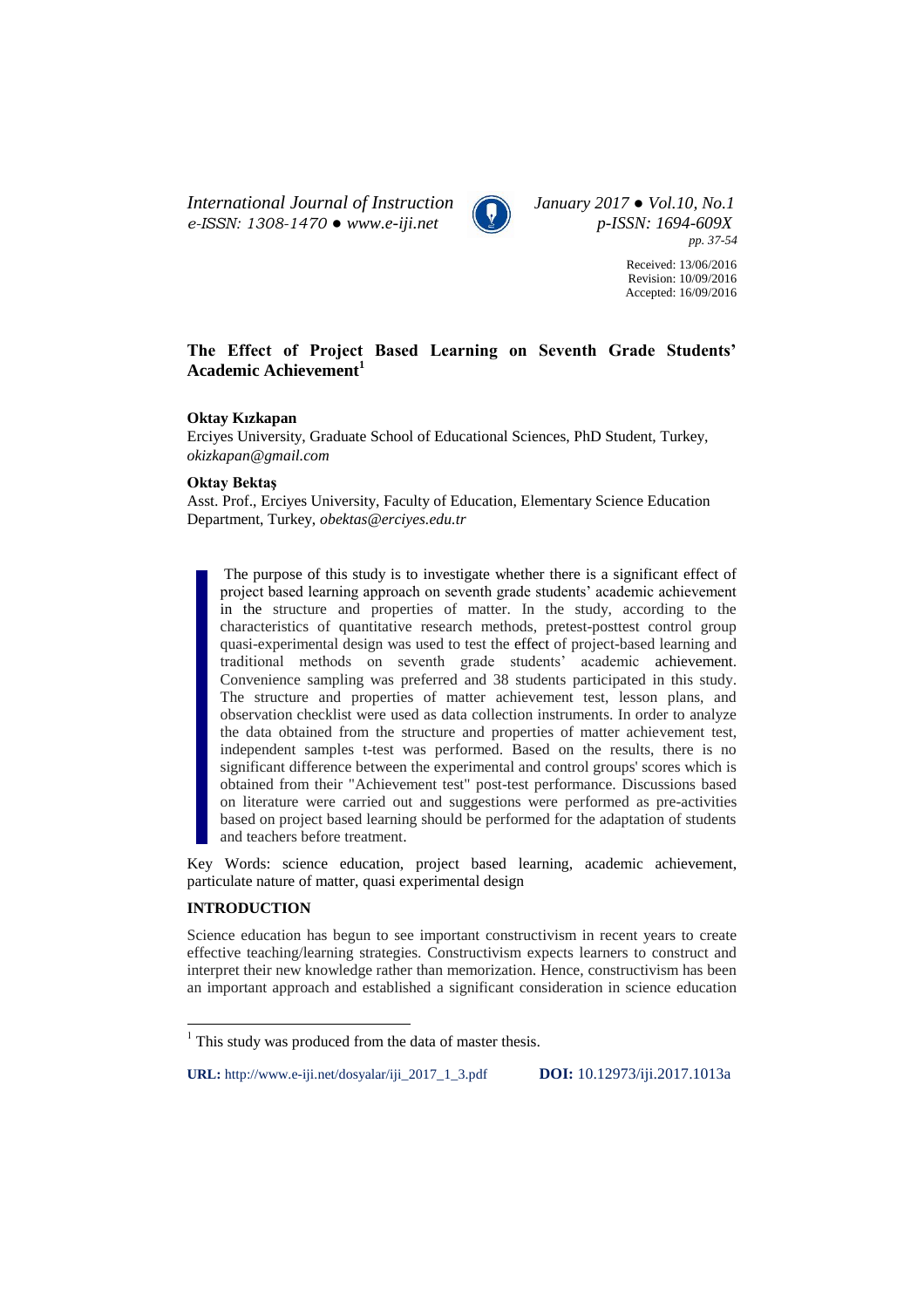# The Effect of Project Based Learning on Seventh Grade Students' Academic Achievement[1]

**Oktay Kızkapan**

Erciyes University, Graduate School of Educational Sciences, PhD Student, Turkey, *okizkapan@gmail.com*

**Oktay Bektaş**

Asst. Prof., Erciyes University, Faculty of Education, Elementary Science Education Department, Turkey, *obektas@erciyes.edu.tr*

The purpose of this study is to investigate whether there is a significant effect of project based learning approach on seventh grade students' academic achievement in the structure and properties of matter. In the study, according to the characteristics of quantitative research methods, pretest-posttest control group quasi-experimental design was used to test the effect of project-based learning and traditional methods on seventh grade students' academic achievement. Convenience sampling was preferred and 38 students participated in this study. The structure and properties of matter achievement test, lesson plans, and observation checklist were used as data collection instruments. In order to analyze the data obtained from the structure and properties of matter achievement test, independent samples t-test was performed. Based on the results, there is no significant difference between the experimental and control groups' scores which is obtained from their "Achievement test" post-test performance. Discussions based on literature were carried out and suggestions were performed as pre-activities based on project based learning should be performed for the adaptation of students and teachers before treatment.

Key Words: science education, project based learning, academic achievement, particulate nature of matter, quasi experimental design

## INTRODUCTION

Science education has begun to see important constructivism in recent years to create effective teaching/learning strategies. Constructivism expects learners to construct and interpret their new knowledge rather than memorization. Hence, constructivism has been an important approach and established a significant consideration in science education

[1] This study was produced from the data of master thesis.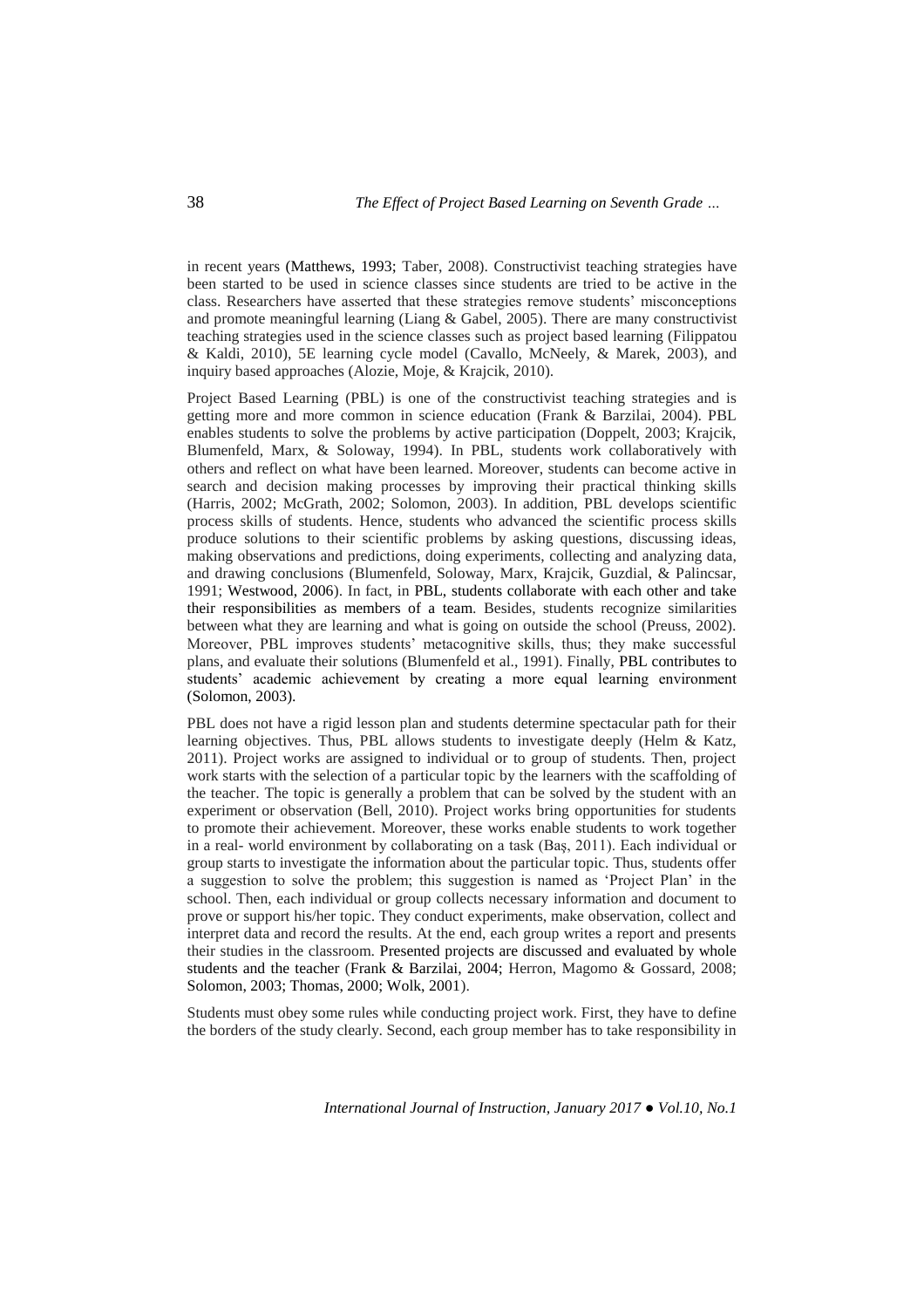in recent years (Matthews, 1993; Taber, 2008). Constructivist teaching strategies have been started to be used in science classes since students are tried to be active in the class. Researchers have asserted that these strategies remove students' misconceptions and promote meaningful learning (Liang & Gabel, 2005). There are many constructivist teaching strategies used in the science classes such as project based learning (Filippatou & Kaldi, 2010), 5E learning cycle model (Cavallo, McNeely, & Marek, 2003), and inquiry based approaches (Alozie, Moje, & Krajcik, 2010).

Project Based Learning (PBL) is one of the constructivist teaching strategies and is getting more and more common in science education (Frank & Barzilai, 2004). PBL enables students to solve the problems by active participation (Doppelt, 2003; Krajcik, Blumenfeld, Marx, & Soloway, 1994). In PBL, students work collaboratively with others and reflect on what have been learned. Moreover, students can become active in search and decision making processes by improving their practical thinking skills (Harris, 2002; McGrath, 2002; Solomon, 2003). In addition, PBL develops scientific process skills of students. Hence, students who advanced the scientific process skills produce solutions to their scientific problems by asking questions, discussing ideas, making observations and predictions, doing experiments, collecting and analyzing data, and drawing conclusions (Blumenfeld, Soloway, Marx, Krajcik, Guzdial, & Palincsar, 1991; Westwood, 2006). In fact, in PBL, students collaborate with each other and take their responsibilities as members of a team. Besides, students recognize similarities between what they are learning and what is going on outside the school (Preuss, 2002). Moreover, PBL improves students' metacognitive skills, thus; they make successful plans, and evaluate their solutions (Blumenfeld et al., 1991). Finally, PBL contributes to students' academic achievement by creating a more equal learning environment (Solomon, 2003).

PBL does not have a rigid lesson plan and students determine spectacular path for their learning objectives. Thus, PBL allows students to investigate deeply (Helm & Katz, 2011). Project works are assigned to individual or to group of students. Then, project work starts with the selection of a particular topic by the learners with the scaffolding of the teacher. The topic is generally a problem that can be solved by the student with an experiment or observation (Bell, 2010). Project works bring opportunities for students to promote their achievement. Moreover, these works enable students to work together in a real- world environment by collaborating on a task (Baş, 2011). Each individual or group starts to investigate the information about the particular topic. Thus, students offer a suggestion to solve the problem; this suggestion is named as 'Project Plan' in the school. Then, each individual or group collects necessary information and document to prove or support his/her topic. They conduct experiments, make observation, collect and interpret data and record the results. At the end, each group writes a report and presents their studies in the classroom. Presented projects are discussed and evaluated by whole students and the teacher (Frank & Barzilai, 2004; Herron, Magomo & Gossard, 2008; Solomon, 2003; Thomas, 2000; Wolk, 2001).

Students must obey some rules while conducting project work. First, they have to define the borders of the study clearly. Second, each group member has to take responsibility in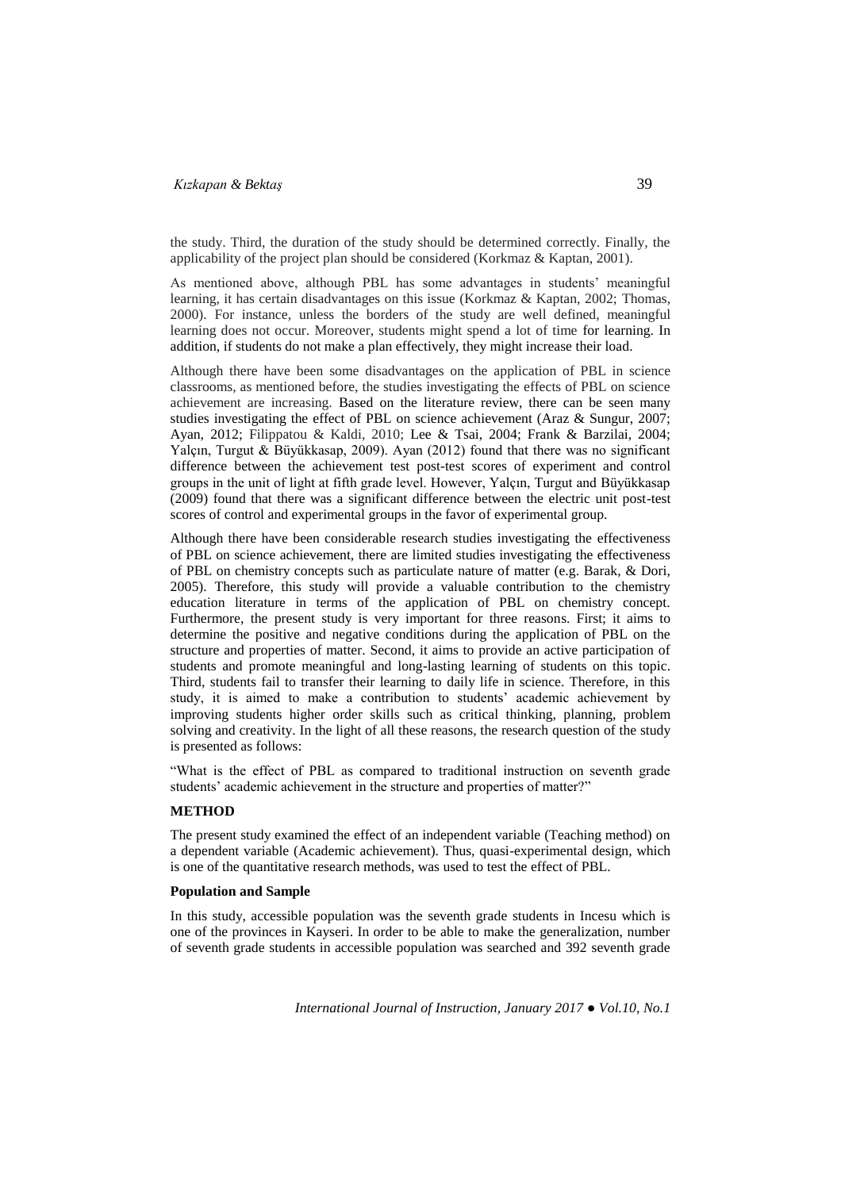the study. Third, the duration of the study should be determined correctly. Finally, the applicability of the project plan should be considered (Korkmaz & Kaptan, 2001).

As mentioned above, although PBL has some advantages in students' meaningful learning, it has certain disadvantages on this issue (Korkmaz & Kaptan, 2002; Thomas, 2000). For instance, unless the borders of the study are well defined, meaningful learning does not occur. Moreover, students might spend a lot of time for learning. In addition, if students do not make a plan effectively, they might increase their load.

Although there have been some disadvantages on the application of PBL in science classrooms, as mentioned before, the studies investigating the effects of PBL on science achievement are increasing. Based on the literature review, there can be seen many studies investigating the effect of PBL on science achievement (Araz & Sungur, 2007; Ayan, 2012; Filippatou & Kaldi, 2010; Lee & Tsai, 2004; Frank & Barzilai, 2004; Yalçın, Turgut & Büyükkasap, 2009). Ayan (2012) found that there was no significant difference between the achievement test post-test scores of experiment and control groups in the unit of light at fifth grade level. However, Yalçın, Turgut and Büyükkasap (2009) found that there was a significant difference between the electric unit post-test scores of control and experimental groups in the favor of experimental group.

Although there have been considerable research studies investigating the effectiveness of PBL on science achievement, there are limited studies investigating the effectiveness of PBL on chemistry concepts such as particulate nature of matter (e.g. Barak, & Dori, 2005). Therefore, this study will provide a valuable contribution to the chemistry education literature in terms of the application of PBL on chemistry concept. Furthermore, the present study is very important for three reasons. First; it aims to determine the positive and negative conditions during the application of PBL on the structure and properties of matter. Second, it aims to provide an active participation of students and promote meaningful and long-lasting learning of students on this topic. Third, students fail to transfer their learning to daily life in science. Therefore, in this study, it is aimed to make a contribution to students' academic achievement by improving students higher order skills such as critical thinking, planning, problem solving and creativity. In the light of all these reasons, the research question of the study is presented as follows:

"What is the effect of PBL as compared to traditional instruction on seventh grade students' academic achievement in the structure and properties of matter?"

## METHOD

The present study examined the effect of an independent variable (Teaching method) on a dependent variable (Academic achievement). Thus, quasi-experimental design, which is one of the quantitative research methods, was used to test the effect of PBL.

### Population and Sample

In this study, accessible population was the seventh grade students in Incesu which is one of the provinces in Kayseri. In order to be able to make the generalization, number of seventh grade students in accessible population was searched and 392 seventh grade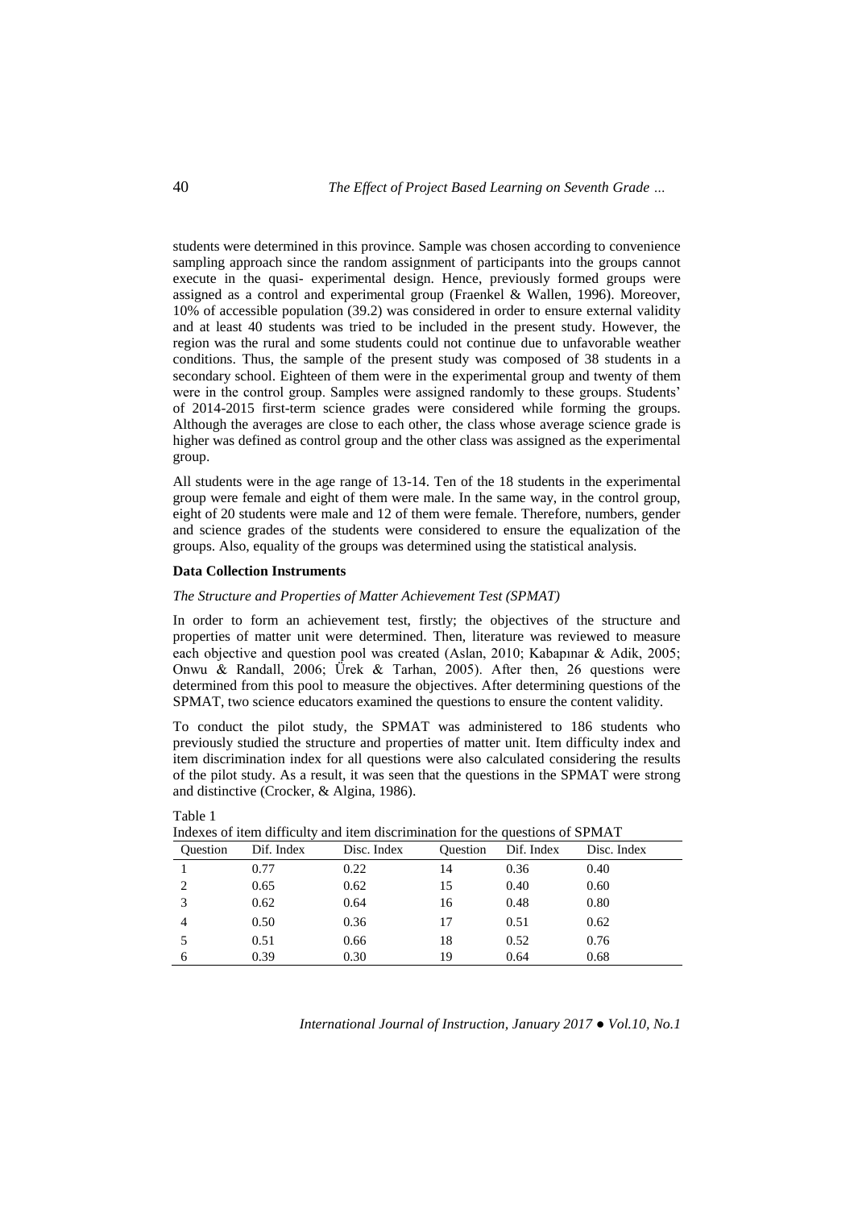students were determined in this province. Sample was chosen according to convenience sampling approach since the random assignment of participants into the groups cannot execute in the quasi- experimental design. Hence, previously formed groups were assigned as a control and experimental group (Fraenkel & Wallen, 1996). Moreover, 10% of accessible population (39.2) was considered in order to ensure external validity and at least 40 students was tried to be included in the present study. However, the region was the rural and some students could not continue due to unfavorable weather conditions. Thus, the sample of the present study was composed of 38 students in a secondary school. Eighteen of them were in the experimental group and twenty of them were in the control group. Samples were assigned randomly to these groups. Students' of 2014-2015 first-term science grades were considered while forming the groups. Although the averages are close to each other, the class whose average science grade is higher was defined as control group and the other class was assigned as the experimental group.

All students were in the age range of 13-14. Ten of the 18 students in the experimental group were female and eight of them were male. In the same way, in the control group, eight of 20 students were male and 12 of them were female. Therefore, numbers, gender and science grades of the students were considered to ensure the equalization of the groups. Also, equality of the groups was determined using the statistical analysis.

**Data Collection Instruments**

*The Structure and Properties of Matter Achievement Test (SPMAT)*

In order to form an achievement test, firstly; the objectives of the structure and properties of matter unit were determined. Then, literature was reviewed to measure each objective and question pool was created (Aslan, 2010; Kabapınar & Adik, 2005; Onwu & Randall, 2006; Ürek & Tarhan, 2005). After then, 26 questions were determined from this pool to measure the objectives. After determining questions of the SPMAT, two science educators examined the questions to ensure the content validity.

To conduct the pilot study, the SPMAT was administered to 186 students who previously studied the structure and properties of matter unit. Item difficulty index and item discrimination index for all questions were also calculated considering the results of the pilot study. As a result, it was seen that the questions in the SPMAT were strong and distinctive (Crocker, & Algina, 1986).

Table 1
Indexes of item difficulty and item discrimination for the questions of SPMAT

| Question | Dif. Index | Disc. Index | Question | Dif. Index | Disc. Index |
|---|---|---|---|---|---|
| 1 | 0.77 | 0.22 | 14 | 0.36 | 0.40 |
| 2 | 0.65 | 0.62 | 15 | 0.40 | 0.60 |
| 3 | 0.62 | 0.64 | 16 | 0.48 | 0.80 |
| 4 | 0.50 | 0.36 | 17 | 0.51 | 0.62 |
| 5 | 0.51 | 0.66 | 18 | 0.52 | 0.76 |
| 6 | 0.39 | 0.30 | 19 | 0.64 | 0.68 |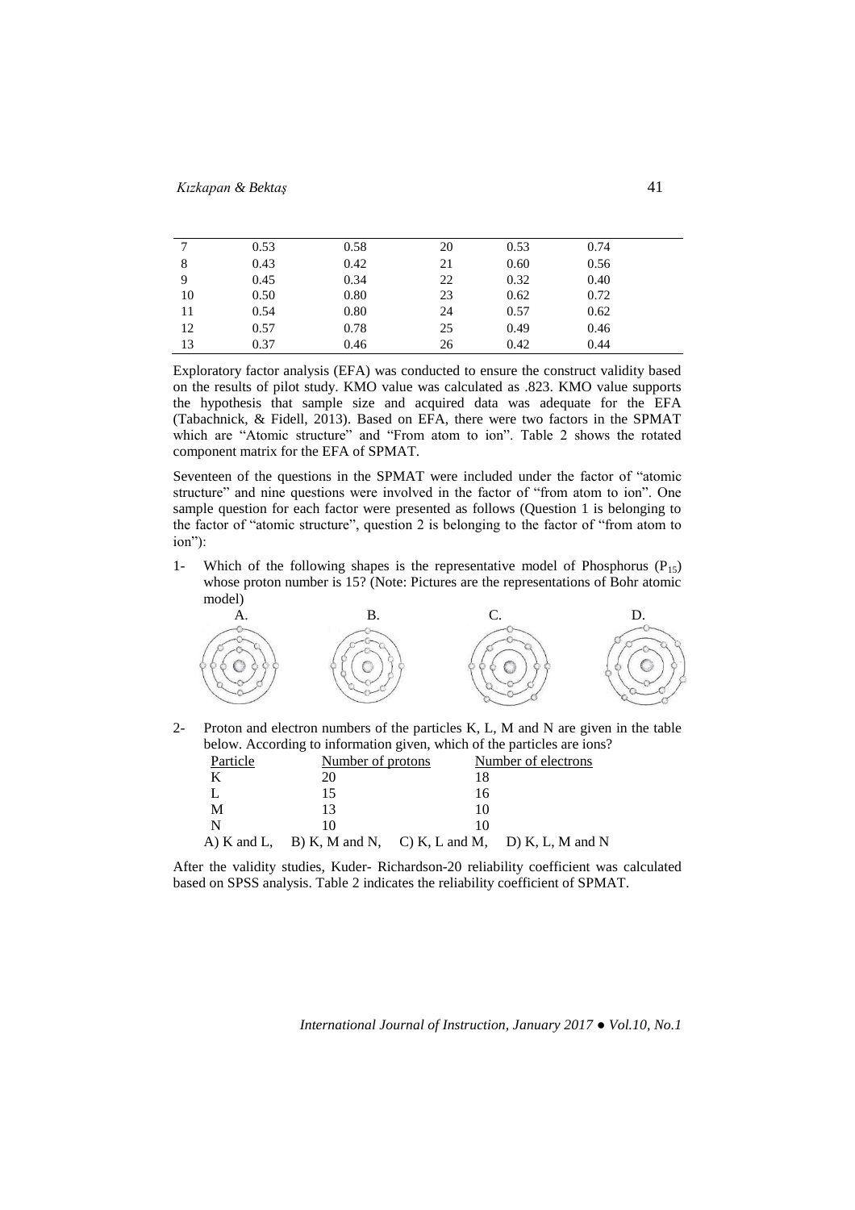| 7 | 0.53 | 0.58 | 20 | 0.53 | 0.74 |
|---|---|---|---|---|---|
| 8 | 0.43 | 0.42 | 21 | 0.60 | 0.56 |
| 9 | 0.45 | 0.34 | 22 | 0.32 | 0.40 |
| 10 | 0.50 | 0.80 | 23 | 0.62 | 0.72 |
| 11 | 0.54 | 0.80 | 24 | 0.57 | 0.62 |
| 12 | 0.57 | 0.78 | 25 | 0.49 | 0.46 |
| 13 | 0.37 | 0.46 | 26 | 0.42 | 0.44 |

Exploratory factor analysis (EFA) was conducted to ensure the construct validity based on the results of pilot study. KMO value was calculated as .823. KMO value supports the hypothesis that sample size and acquired data was adequate for the EFA (Tabachnick, & Fidell, 2013). Based on EFA, there were two factors in the SPMAT which are "Atomic structure" and "From atom to ion". Table 2 shows the rotated component matrix for the EFA of SPMAT.

Seventeen of the questions in the SPMAT were included under the factor of "atomic structure" and nine questions were involved in the factor of "from atom to ion". One sample question for each factor were presented as follows (Question 1 is belonging to the factor of "atomic structure", question 2 is belonging to the factor of "from atom to ion"):

1- Which of the following shapes is the representative model of Phosphorus ($P_{15}$) whose proton number is 15? (Note: Pictures are the representations of Bohr atomic model)

A. B. C. D.

2- Proton and electron numbers of the particles K, L, M and N are given in the table below. According to information given, which of the particles are ions?

| Particle | Number of protons | Number of electrons |
|---|---|---|
| K | 20 | 18 |
| L | 15 | 16 |
| M | 13 | 10 |
| N | 10 | 10 |

A) K and L, B) K, M and N, C) K, L and M, D) K, L, M and N

After the validity studies, Kuder- Richardson-20 reliability coefficient was calculated based on SPSS analysis. Table 2 indicates the reliability coefficient of SPMAT.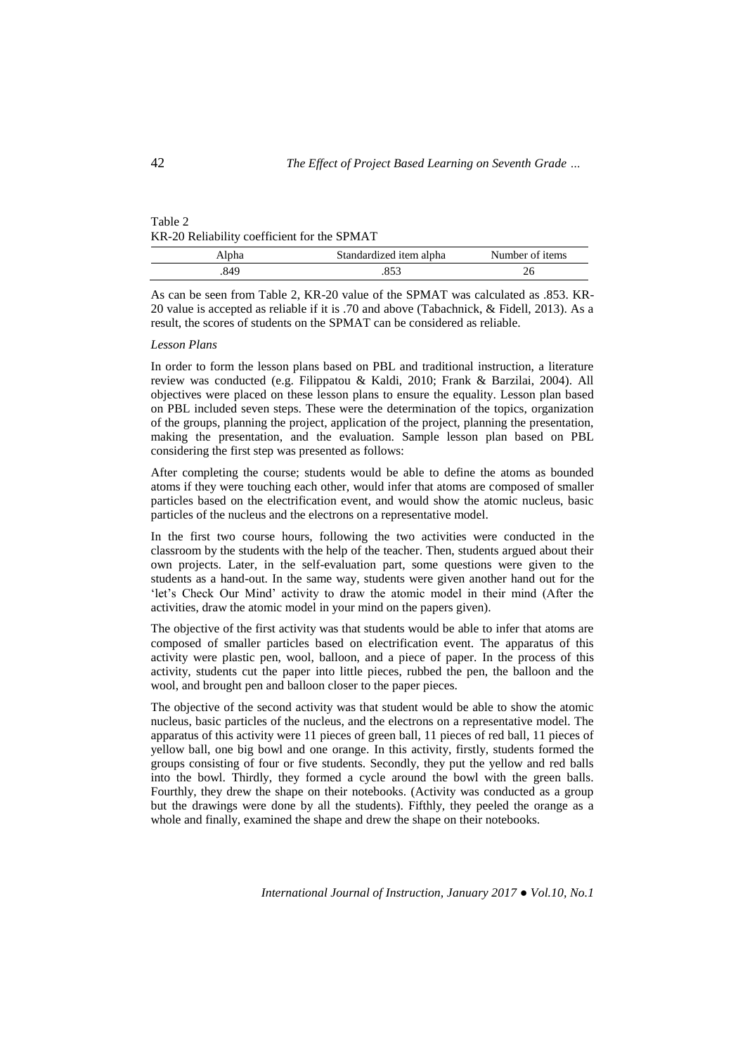Table 2
KR-20 Reliability coefficient for the SPMAT

| Alpha | Standardized item alpha | Number of items |
|---|---|---|
| .849 | .853 | 26 |

As can be seen from Table 2, KR-20 value of the SPMAT was calculated as .853. KR-20 value is accepted as reliable if it is .70 and above (Tabachnick, & Fidell, 2013). As a result, the scores of students on the SPMAT can be considered as reliable.

*Lesson Plans*

In order to form the lesson plans based on PBL and traditional instruction, a literature review was conducted (e.g. Filippatou & Kaldi, 2010; Frank & Barzilai, 2004). All objectives were placed on these lesson plans to ensure the equality. Lesson plan based on PBL included seven steps. These were the determination of the topics, organization of the groups, planning the project, application of the project, planning the presentation, making the presentation, and the evaluation. Sample lesson plan based on PBL considering the first step was presented as follows:

After completing the course; students would be able to define the atoms as bounded atoms if they were touching each other, would infer that atoms are composed of smaller particles based on the electrification event, and would show the atomic nucleus, basic particles of the nucleus and the electrons on a representative model.

In the first two course hours, following the two activities were conducted in the classroom by the students with the help of the teacher. Then, students argued about their own projects. Later, in the self-evaluation part, some questions were given to the students as a hand-out. In the same way, students were given another hand out for the 'let's Check Our Mind' activity to draw the atomic model in their mind (After the activities, draw the atomic model in your mind on the papers given).

The objective of the first activity was that students would be able to infer that atoms are composed of smaller particles based on electrification event. The apparatus of this activity were plastic pen, wool, balloon, and a piece of paper. In the process of this activity, students cut the paper into little pieces, rubbed the pen, the balloon and the wool, and brought pen and balloon closer to the paper pieces.

The objective of the second activity was that student would be able to show the atomic nucleus, basic particles of the nucleus, and the electrons on a representative model. The apparatus of this activity were 11 pieces of green ball, 11 pieces of red ball, 11 pieces of yellow ball, one big bowl and one orange. In this activity, firstly, students formed the groups consisting of four or five students. Secondly, they put the yellow and red balls into the bowl. Thirdly, they formed a cycle around the bowl with the green balls. Fourthly, they drew the shape on their notebooks. (Activity was conducted as a group but the drawings were done by all the students). Fifthly, they peeled the orange as a whole and finally, examined the shape and drew the shape on their notebooks.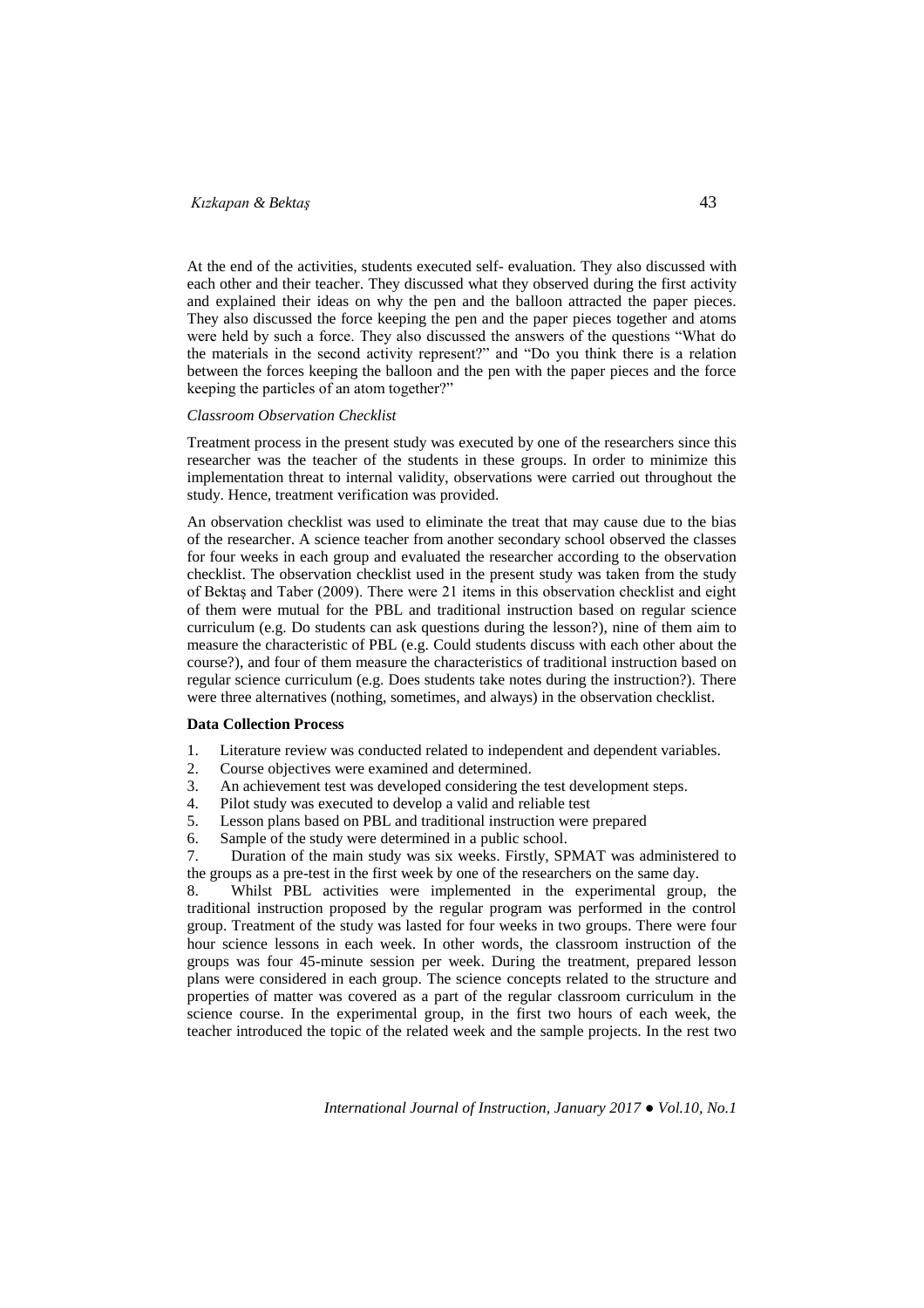At the end of the activities, students executed self- evaluation. They also discussed with each other and their teacher. They discussed what they observed during the first activity and explained their ideas on why the pen and the balloon attracted the paper pieces. They also discussed the force keeping the pen and the paper pieces together and atoms were held by such a force. They also discussed the answers of the questions "What do the materials in the second activity represent?" and "Do you think there is a relation between the forces keeping the balloon and the pen with the paper pieces and the force keeping the particles of an atom together?"

*Classroom Observation Checklist*

Treatment process in the present study was executed by one of the researchers since this researcher was the teacher of the students in these groups. In order to minimize this implementation threat to internal validity, observations were carried out throughout the study. Hence, treatment verification was provided.

An observation checklist was used to eliminate the treat that may cause due to the bias of the researcher. A science teacher from another secondary school observed the classes for four weeks in each group and evaluated the researcher according to the observation checklist. The observation checklist used in the present study was taken from the study of Bektaş and Taber (2009). There were 21 items in this observation checklist and eight of them were mutual for the PBL and traditional instruction based on regular science curriculum (e.g. Do students can ask questions during the lesson?), nine of them aim to measure the characteristic of PBL (e.g. Could students discuss with each other about the course?), and four of them measure the characteristics of traditional instruction based on regular science curriculum (e.g. Does students take notes during the instruction?). There were three alternatives (nothing, sometimes, and always) in the observation checklist.

**Data Collection Process**

1. Literature review was conducted related to independent and dependent variables.
2. Course objectives were examined and determined.
3. An achievement test was developed considering the test development steps.
4. Pilot study was executed to develop a valid and reliable test
5. Lesson plans based on PBL and traditional instruction were prepared
6. Sample of the study were determined in a public school.
7. Duration of the main study was six weeks. Firstly, SPMAT was administered to the groups as a pre-test in the first week by one of the researchers on the same day.
8. Whilst PBL activities were implemented in the experimental group, the traditional instruction proposed by the regular program was performed in the control group. Treatment of the study was lasted for four weeks in two groups. There were four hour science lessons in each week. In other words, the classroom instruction of the groups was four 45-minute session per week. During the treatment, prepared lesson plans were considered in each group. The science concepts related to the structure and properties of matter was covered as a part of the regular classroom curriculum in the science course. In the experimental group, in the first two hours of each week, the teacher introduced the topic of the related week and the sample projects. In the rest two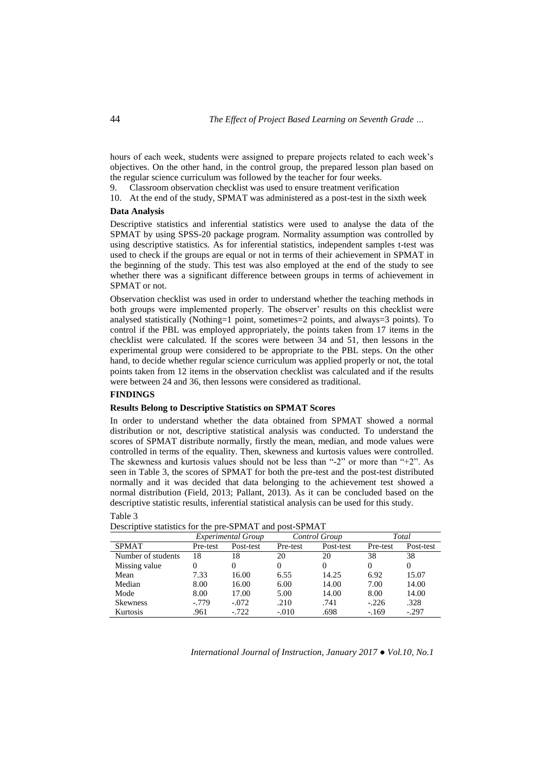hours of each week, students were assigned to prepare projects related to each week's objectives. On the other hand, in the control group, the prepared lesson plan based on the regular science curriculum was followed by the teacher for four weeks.

9. Classroom observation checklist was used to ensure treatment verification
10. At the end of the study, SPMAT was administered as a post-test in the sixth week

**Data Analysis**

Descriptive statistics and inferential statistics were used to analyse the data of the SPMAT by using SPSS-20 package program. Normality assumption was controlled by using descriptive statistics. As for inferential statistics, independent samples t-test was used to check if the groups are equal or not in terms of their achievement in SPMAT in the beginning of the study. This test was also employed at the end of the study to see whether there was a significant difference between groups in terms of achievement in SPMAT or not.

Observation checklist was used in order to understand whether the teaching methods in both groups were implemented properly. The observer' results on this checklist were analysed statistically (Nothing=1 point, sometimes=2 points, and always=3 points). To control if the PBL was employed appropriately, the points taken from 17 items in the checklist were calculated. If the scores were between 34 and 51, then lessons in the experimental group were considered to be appropriate to the PBL steps. On the other hand, to decide whether regular science curriculum was applied properly or not, the total points taken from 12 items in the observation checklist was calculated and if the results were between 24 and 36, then lessons were considered as traditional.

**FINDINGS**

**Results Belong to Descriptive Statistics on SPMAT Scores**

In order to understand whether the data obtained from SPMAT showed a normal distribution or not, descriptive statistical analysis was conducted. To understand the scores of SPMAT distribute normally, firstly the mean, median, and mode values were controlled in terms of the equality. Then, skewness and kurtosis values were controlled. The skewness and kurtosis values should not be less than "-2" or more than "+2". As seen in Table 3, the scores of SPMAT for both the pre-test and the post-test distributed normally and it was decided that data belonging to the achievement test showed a normal distribution (Field, 2013; Pallant, 2013). As it can be concluded based on the descriptive statistic results, inferential statistical analysis can be used for this study.

Table 3
Descriptive statistics for the pre-SPMAT and post-SPMAT

| | *Experimental Group* | | *Control Group* | | *Total* | |
|---|---|---|---|---|---|---|
| SPMAT | Pre-test | Post-test | Pre-test | Post-test | Pre-test | Post-test |
| Number of students | 18 | 18 | 20 | 20 | 38 | 38 |
| Missing value | 0 | 0 | 0 | 0 | 0 | 0 |
| Mean | 7.33 | 16.00 | 6.55 | 14.25 | 6.92 | 15.07 |
| Median | 8.00 | 16.00 | 6.00 | 14.00 | 7.00 | 14.00 |
| Mode | 8.00 | 17.00 | 5.00 | 14.00 | 8.00 | 14.00 |
| Skewness | -.779 | -.072 | .210 | .741 | -.226 | .328 |
| Kurtosis | .961 | -.722 | -.010 | .698 | -.169 | -.297 |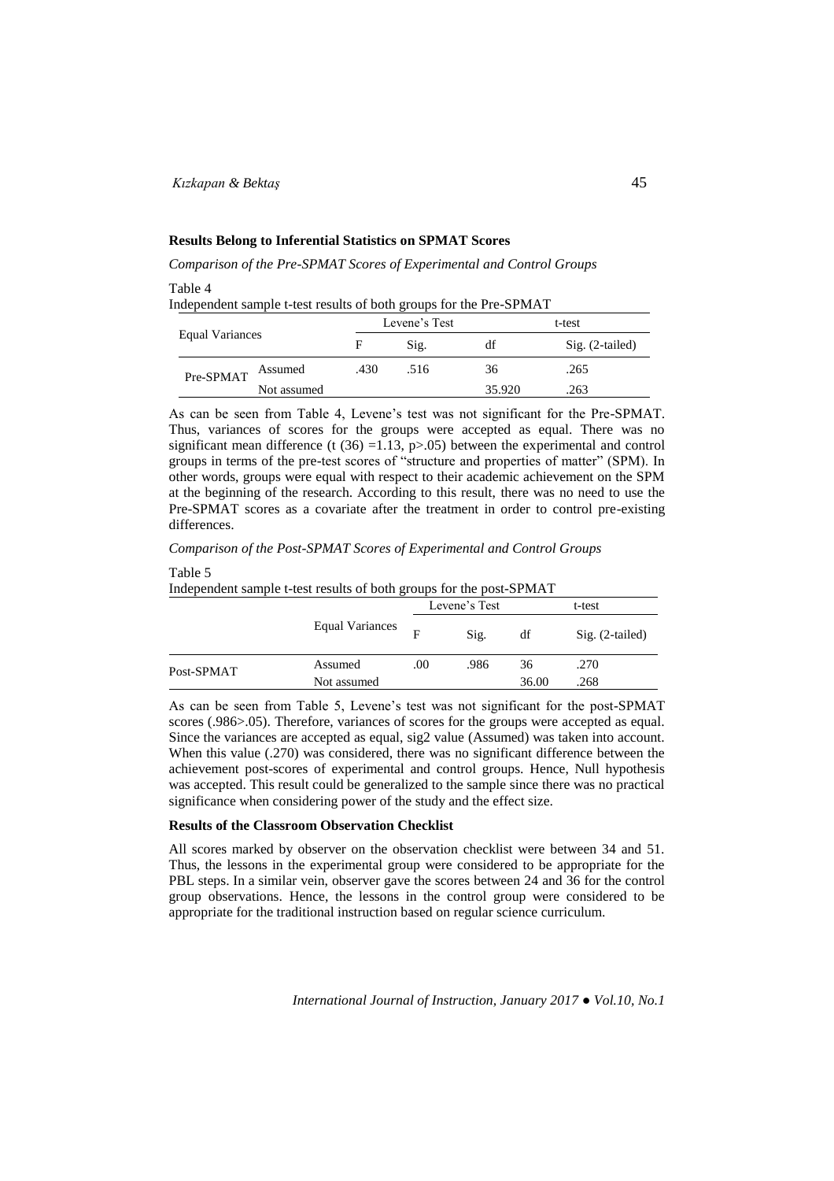## Results Belong to Inferential Statistics on SPMAT Scores

*Comparison of the Pre-SPMAT Scores of Experimental and Control Groups*

Table 4
Independent sample t-test results of both groups for the Pre-SPMAT

| Equal Variances | | Levene's Test | | t-test | |
|---|---|---|---|---|---|
| | | F | Sig. | df | Sig. (2-tailed) |
| Pre-SPMAT | Assumed | .430 | .516 | 36 | .265 |
| | Not assumed | | | 35.920 | .263 |

As can be seen from Table 4, Levene's test was not significant for the Pre-SPMAT. Thus, variances of scores for the groups were accepted as equal. There was no significant mean difference (t (36) =1.13, p>.05) between the experimental and control groups in terms of the pre-test scores of "structure and properties of matter" (SPM). In other words, groups were equal with respect to their academic achievement on the SPM at the beginning of the research. According to this result, there was no need to use the Pre-SPMAT scores as a covariate after the treatment in order to control pre-existing differences.

*Comparison of the Post-SPMAT Scores of Experimental and Control Groups*

Table 5
Independent sample t-test results of both groups for the post-SPMAT

| | Equal Variances | Levene's Test | | t-test | |
|---|---|---|---|---|---|
| | | F | Sig. | df | Sig. (2-tailed) |
| Post-SPMAT | Assumed | .00 | .986 | 36 | .270 |
| | Not assumed | | | 36.00 | .268 |

As can be seen from Table 5, Levene's test was not significant for the post-SPMAT scores (.986>.05). Therefore, variances of scores for the groups were accepted as equal. Since the variances are accepted as equal, sig2 value (Assumed) was taken into account. When this value (.270) was considered, there was no significant difference between the achievement post-scores of experimental and control groups. Hence, Null hypothesis was accepted. This result could be generalized to the sample since there was no practical significance when considering power of the study and the effect size.

## Results of the Classroom Observation Checklist

All scores marked by observer on the observation checklist were between 34 and 51. Thus, the lessons in the experimental group were considered to be appropriate for the PBL steps. In a similar vein, observer gave the scores between 24 and 36 for the control group observations. Hence, the lessons in the control group were considered to be appropriate for the traditional instruction based on regular science curriculum.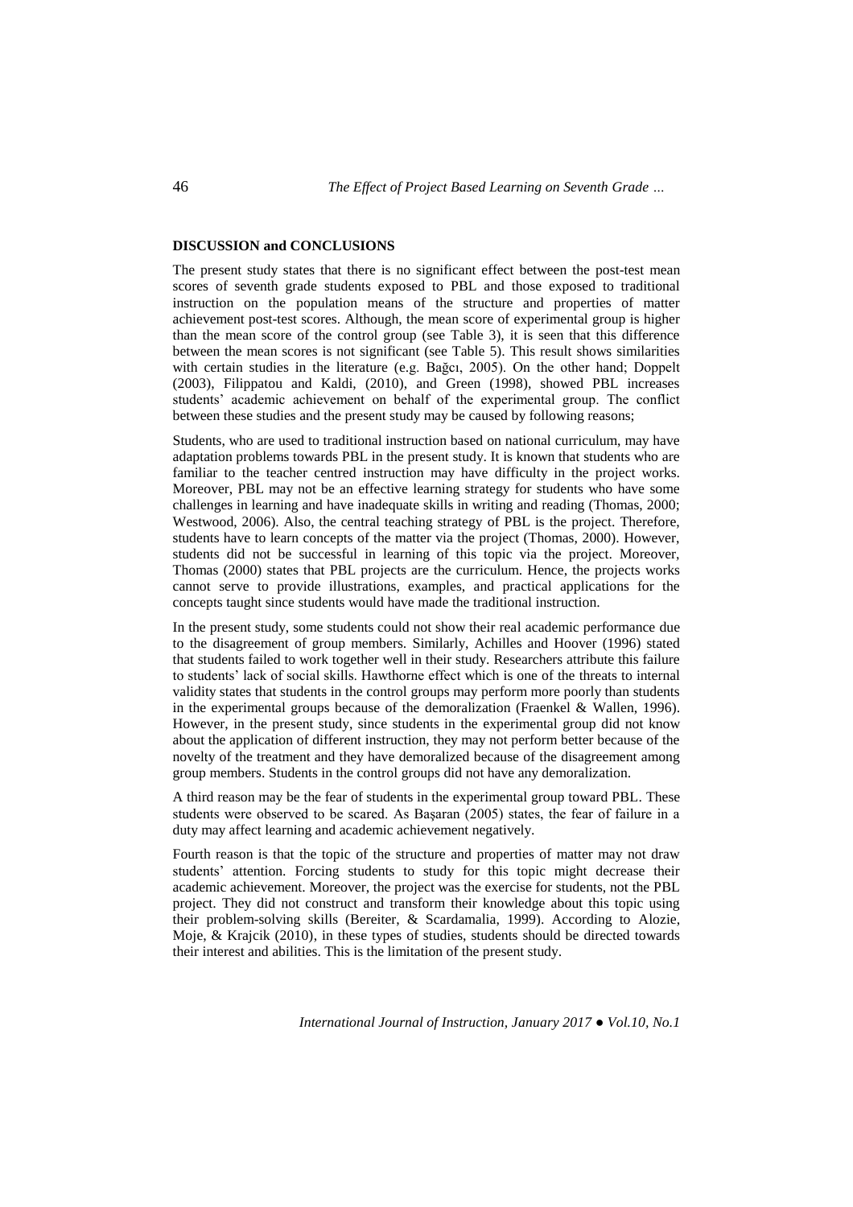## DISCUSSION and CONCLUSIONS

The present study states that there is no significant effect between the post-test mean scores of seventh grade students exposed to PBL and those exposed to traditional instruction on the population means of the structure and properties of matter achievement post-test scores. Although, the mean score of experimental group is higher than the mean score of the control group (see Table 3), it is seen that this difference between the mean scores is not significant (see Table 5). This result shows similarities with certain studies in the literature (e.g. Bağcı, 2005). On the other hand; Doppelt (2003), Filippatou and Kaldi, (2010), and Green (1998), showed PBL increases students' academic achievement on behalf of the experimental group. The conflict between these studies and the present study may be caused by following reasons;

Students, who are used to traditional instruction based on national curriculum, may have adaptation problems towards PBL in the present study. It is known that students who are familiar to the teacher centred instruction may have difficulty in the project works. Moreover, PBL may not be an effective learning strategy for students who have some challenges in learning and have inadequate skills in writing and reading (Thomas, 2000; Westwood, 2006). Also, the central teaching strategy of PBL is the project. Therefore, students have to learn concepts of the matter via the project (Thomas, 2000). However, students did not be successful in learning of this topic via the project. Moreover, Thomas (2000) states that PBL projects are the curriculum. Hence, the projects works cannot serve to provide illustrations, examples, and practical applications for the concepts taught since students would have made the traditional instruction.

In the present study, some students could not show their real academic performance due to the disagreement of group members. Similarly, Achilles and Hoover (1996) stated that students failed to work together well in their study. Researchers attribute this failure to students' lack of social skills. Hawthorne effect which is one of the threats to internal validity states that students in the control groups may perform more poorly than students in the experimental groups because of the demoralization (Fraenkel & Wallen, 1996). However, in the present study, since students in the experimental group did not know about the application of different instruction, they may not perform better because of the novelty of the treatment and they have demoralized because of the disagreement among group members. Students in the control groups did not have any demoralization.

A third reason may be the fear of students in the experimental group toward PBL. These students were observed to be scared. As Başaran (2005) states, the fear of failure in a duty may affect learning and academic achievement negatively.

Fourth reason is that the topic of the structure and properties of matter may not draw students' attention. Forcing students to study for this topic might decrease their academic achievement. Moreover, the project was the exercise for students, not the PBL project. They did not construct and transform their knowledge about this topic using their problem-solving skills (Bereiter, & Scardamalia, 1999). According to Alozie, Moje, & Krajcik (2010), in these types of studies, students should be directed towards their interest and abilities. This is the limitation of the present study.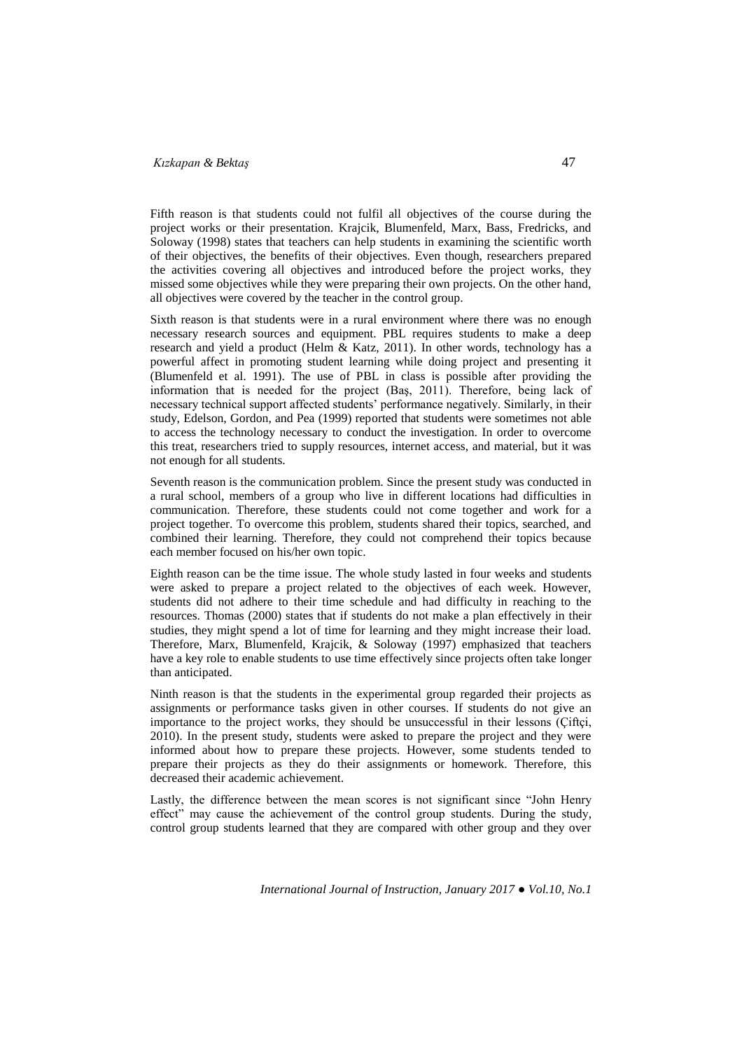Fifth reason is that students could not fulfil all objectives of the course during the project works or their presentation. Krajcik, Blumenfeld, Marx, Bass, Fredricks, and Soloway (1998) states that teachers can help students in examining the scientific worth of their objectives, the benefits of their objectives. Even though, researchers prepared the activities covering all objectives and introduced before the project works, they missed some objectives while they were preparing their own projects. On the other hand, all objectives were covered by the teacher in the control group.

Sixth reason is that students were in a rural environment where there was no enough necessary research sources and equipment. PBL requires students to make a deep research and yield a product (Helm & Katz, 2011). In other words, technology has a powerful affect in promoting student learning while doing project and presenting it (Blumenfeld et al. 1991). The use of PBL in class is possible after providing the information that is needed for the project (Baş, 2011). Therefore, being lack of necessary technical support affected students' performance negatively. Similarly, in their study, Edelson, Gordon, and Pea (1999) reported that students were sometimes not able to access the technology necessary to conduct the investigation. In order to overcome this treat, researchers tried to supply resources, internet access, and material, but it was not enough for all students.

Seventh reason is the communication problem. Since the present study was conducted in a rural school, members of a group who live in different locations had difficulties in communication. Therefore, these students could not come together and work for a project together. To overcome this problem, students shared their topics, searched, and combined their learning. Therefore, they could not comprehend their topics because each member focused on his/her own topic.

Eighth reason can be the time issue. The whole study lasted in four weeks and students were asked to prepare a project related to the objectives of each week. However, students did not adhere to their time schedule and had difficulty in reaching to the resources. Thomas (2000) states that if students do not make a plan effectively in their studies, they might spend a lot of time for learning and they might increase their load. Therefore, Marx, Blumenfeld, Krajcik, & Soloway (1997) emphasized that teachers have a key role to enable students to use time effectively since projects often take longer than anticipated.

Ninth reason is that the students in the experimental group regarded their projects as assignments or performance tasks given in other courses. If students do not give an importance to the project works, they should be unsuccessful in their lessons (Çiftçi, 2010). In the present study, students were asked to prepare the project and they were informed about how to prepare these projects. However, some students tended to prepare their projects as they do their assignments or homework. Therefore, this decreased their academic achievement.

Lastly, the difference between the mean scores is not significant since "John Henry effect" may cause the achievement of the control group students. During the study, control group students learned that they are compared with other group and they over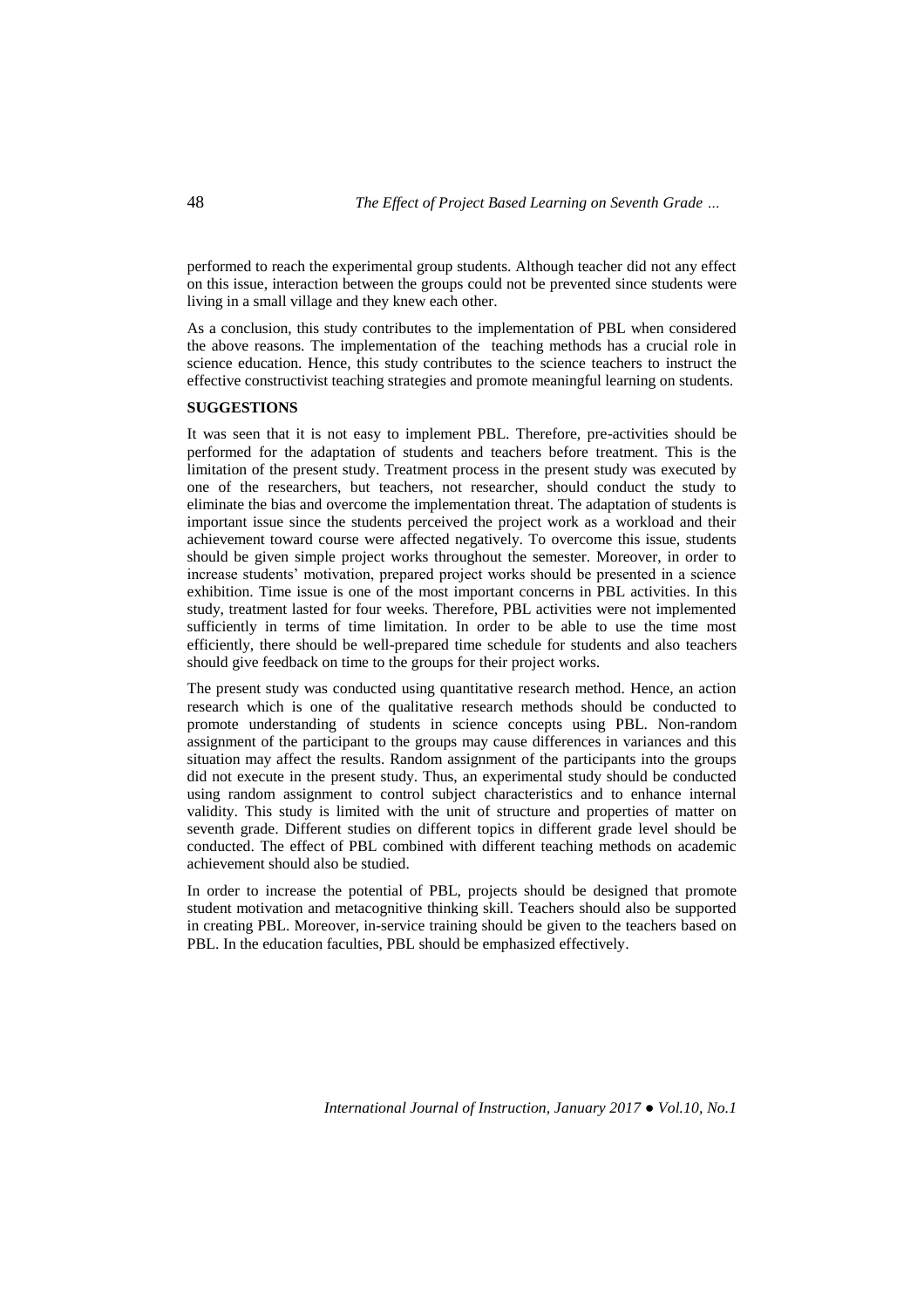performed to reach the experimental group students. Although teacher did not any effect on this issue, interaction between the groups could not be prevented since students were living in a small village and they knew each other.

As a conclusion, this study contributes to the implementation of PBL when considered the above reasons. The implementation of the teaching methods has a crucial role in science education. Hence, this study contributes to the science teachers to instruct the effective constructivist teaching strategies and promote meaningful learning on students.

## SUGGESTIONS

It was seen that it is not easy to implement PBL. Therefore, pre-activities should be performed for the adaptation of students and teachers before treatment. This is the limitation of the present study. Treatment process in the present study was executed by one of the researchers, but teachers, not researcher, should conduct the study to eliminate the bias and overcome the implementation threat. The adaptation of students is important issue since the students perceived the project work as a workload and their achievement toward course were affected negatively. To overcome this issue, students should be given simple project works throughout the semester. Moreover, in order to increase students' motivation, prepared project works should be presented in a science exhibition. Time issue is one of the most important concerns in PBL activities. In this study, treatment lasted for four weeks. Therefore, PBL activities were not implemented sufficiently in terms of time limitation. In order to be able to use the time most efficiently, there should be well-prepared time schedule for students and also teachers should give feedback on time to the groups for their project works.

The present study was conducted using quantitative research method. Hence, an action research which is one of the qualitative research methods should be conducted to promote understanding of students in science concepts using PBL. Non-random assignment of the participant to the groups may cause differences in variances and this situation may affect the results. Random assignment of the participants into the groups did not execute in the present study. Thus, an experimental study should be conducted using random assignment to control subject characteristics and to enhance internal validity. This study is limited with the unit of structure and properties of matter on seventh grade. Different studies on different topics in different grade level should be conducted. The effect of PBL combined with different teaching methods on academic achievement should also be studied.

In order to increase the potential of PBL, projects should be designed that promote student motivation and metacognitive thinking skill. Teachers should also be supported in creating PBL. Moreover, in-service training should be given to the teachers based on PBL. In the education faculties, PBL should be emphasized effectively.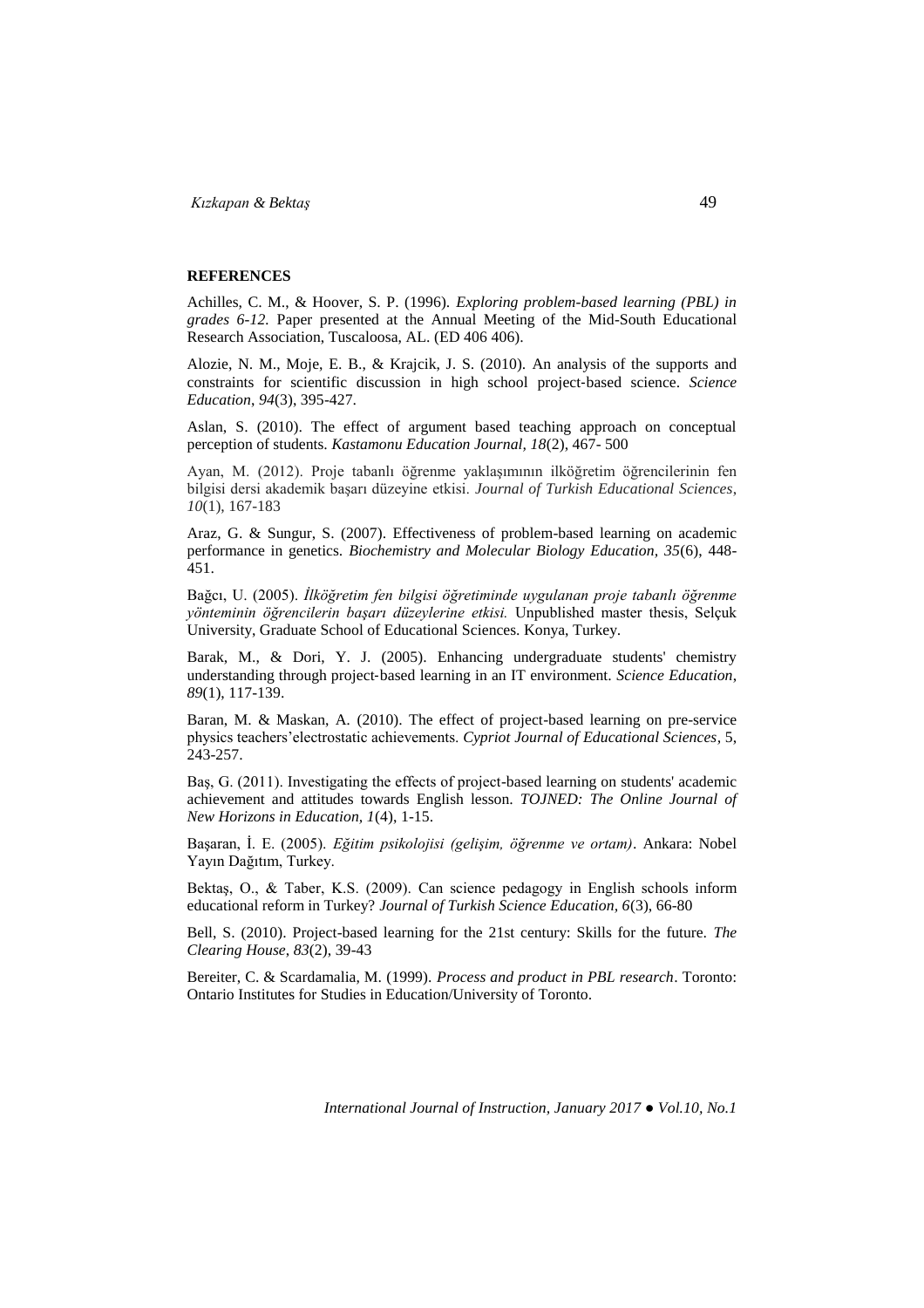**REFERENCES**

Achilles, C. M., & Hoover, S. P. (1996). *Exploring problem-based learning (PBL) in grades 6-12.* Paper presented at the Annual Meeting of the Mid-South Educational Research Association, Tuscaloosa, AL. (ED 406 406).

Alozie, N. M., Moje, E. B., & Krajcik, J. S. (2010). An analysis of the supports and constraints for scientific discussion in high school project-based science. *Science Education*, *94*(3), 395-427.

Aslan, S. (2010). The effect of argument based teaching approach on conceptual perception of students. *Kastamonu Education Journal, 18*(2), 467- 500

Ayan, M. (2012). Proje tabanlı öğrenme yaklaşımının ilköğretim öğrencilerinin fen bilgisi dersi akademik başarı düzeyine etkisi. *Journal of Turkish Educational Sciences*, *10*(1), 167-183

Araz, G. & Sungur, S. (2007). Effectiveness of problem-based learning on academic performance in genetics. *Biochemistry and Molecular Biology Education, 35*(6), 448-451.

Bağcı, U. (2005). *İlköğretim fen bilgisi öğretiminde uygulanan proje tabanlı öğrenme yönteminin öğrencilerin başarı düzeylerine etkisi.* Unpublished master thesis, Selçuk University, Graduate School of Educational Sciences. Konya, Turkey.

Barak, M., & Dori, Y. J. (2005). Enhancing undergraduate students' chemistry understanding through project-based learning in an IT environment. *Science Education*, *89*(1), 117-139.

Baran, M. & Maskan, A. (2010). The effect of project-based learning on pre-service physics teachers'electrostatic achievements. *Cypriot Journal of Educational Sciences*, 5, 243-257.

Baş, G. (2011). Investigating the effects of project-based learning on students' academic achievement and attitudes towards English lesson. *TOJNED: The Online Journal of New Horizons in Education, 1*(4), 1-15.

Başaran, İ. E. (2005). *Eğitim psikolojisi (gelişim, öğrenme ve ortam)*. Ankara: Nobel Yayın Dağıtım, Turkey.

Bektaş, O., & Taber, K.S. (2009). Can science pedagogy in English schools inform educational reform in Turkey? *Journal of Turkish Science Education, 6*(3), 66-80

Bell, S. (2010). Project-based learning for the 21st century: Skills for the future. *The Clearing House*, *83*(2), 39-43

Bereiter, C. & Scardamalia, M. (1999). *Process and product in PBL research*. Toronto: Ontario Institutes for Studies in Education/University of Toronto.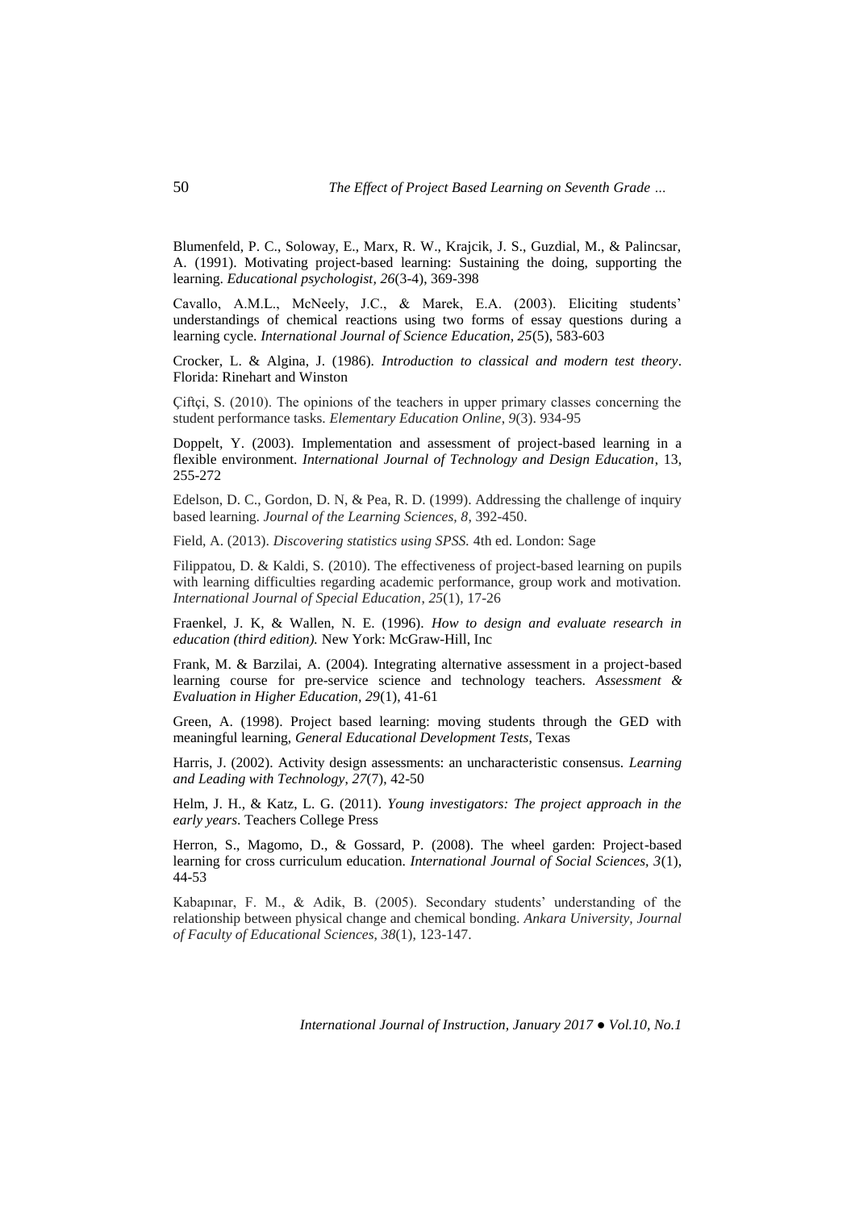Blumenfeld, P. C., Soloway, E., Marx, R. W., Krajcik, J. S., Guzdial, M., & Palincsar, A. (1991). Motivating project-based learning: Sustaining the doing, supporting the learning. *Educational psychologist, 26*(3-4), 369-398

Cavallo, A.M.L., McNeely, J.C., & Marek, E.A. (2003). Eliciting students' understandings of chemical reactions using two forms of essay questions during a learning cycle. *International Journal of Science Education, 25*(5), 583-603

Crocker, L. & Algina, J. (1986). *Introduction to classical and modern test theory*. Florida: Rinehart and Winston

Çiftçi, S. (2010). The opinions of the teachers in upper primary classes concerning the student performance tasks. *Elementary Education Online*, *9*(3). 934-95

Doppelt, Y. (2003). Implementation and assessment of project-based learning in a flexible environment. *International Journal of Technology and Design Education*, 13, 255-272

Edelson, D. C., Gordon, D. N, & Pea, R. D. (1999). Addressing the challenge of inquiry based learning. *Journal of the Learning Sciences, 8*, 392-450.

Field, A. (2013). *Discovering statistics using SPSS.* 4th ed. London: Sage

Filippatou, D. & Kaldi, S. (2010). The effectiveness of project-based learning on pupils with learning difficulties regarding academic performance, group work and motivation. *International Journal of Special Education*, *25*(1), 17-26

Fraenkel, J. K, & Wallen, N. E. (1996). *How to design and evaluate research in education (third edition).* New York: McGraw-Hill, Inc

Frank, M. & Barzilai, A. (2004). Integrating alternative assessment in a project-based learning course for pre-service science and technology teachers. *Assessment & Evaluation in Higher Education, 29*(1), 41-61

Green, A. (1998). Project based learning: moving students through the GED with meaningful learning, *General Educational Development Tests*, Texas

Harris, J. (2002). Activity design assessments: an uncharacteristic consensus. *Learning and Leading with Technology*, *27*(7), 42-50

Helm, J. H., & Katz, L. G. (2011). *Young investigators: The project approach in the early years*. Teachers College Press

Herron, S., Magomo, D., & Gossard, P. (2008). The wheel garden: Project-based learning for cross curriculum education. *International Journal of Social Sciences, 3*(1), 44-53

Kabapınar, F. M., & Adik, B. (2005). Secondary students' understanding of the relationship between physical change and chemical bonding. *Ankara University, Journal of Faculty of Educational Sciences*, *38*(1), 123-147.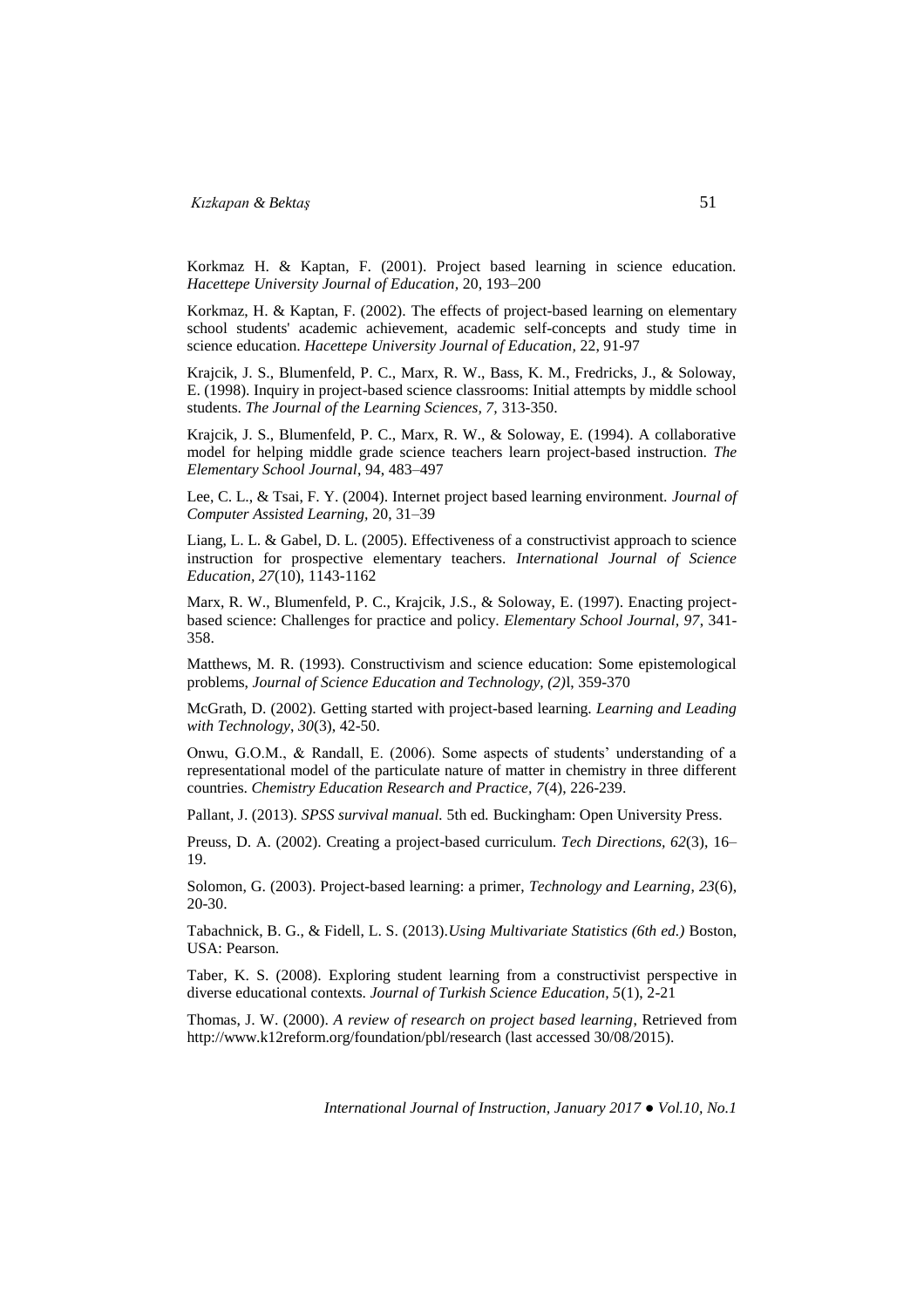Korkmaz H. & Kaptan, F. (2001). Project based learning in science education. *Hacettepe University Journal of Education*, 20, 193–200

Korkmaz, H. & Kaptan, F. (2002). The effects of project-based learning on elementary school students' academic achievement, academic self-concepts and study time in science education. *Hacettepe University Journal of Education*, 22, 91-97

Krajcik, J. S., Blumenfeld, P. C., Marx, R. W., Bass, K. M., Fredricks, J., & Soloway, E. (1998). Inquiry in project-based science classrooms: Initial attempts by middle school students. *The Journal of the Learning Sciences, 7*, 313-350.

Krajcik, J. S., Blumenfeld, P. C., Marx, R. W., & Soloway, E. (1994). A collaborative model for helping middle grade science teachers learn project-based instruction. *The Elementary School Journal*, 94, 483–497

Lee, C. L., & Tsai, F. Y. (2004). Internet project based learning environment. *Journal of Computer Assisted Learning*, 20, 31–39

Liang, L. L. & Gabel, D. L. (2005). Effectiveness of a constructivist approach to science instruction for prospective elementary teachers. *International Journal of Science Education, 27*(10), 1143-1162

Marx, R. W., Blumenfeld, P. C., Krajcik, J.S., & Soloway, E. (1997). Enacting project-based science: Challenges for practice and policy. *Elementary School Journal, 97*, 341-358.

Matthews, M. R. (1993). Constructivism and science education: Some epistemological problems, *Journal of Science Education and Technology, (2)*l, 359-370

McGrath, D. (2002). Getting started with project-based learning. *Learning and Leading with Technology, 30*(3), 42-50.

Onwu, G.O.M., & Randall, E. (2006). Some aspects of students' understanding of a representational model of the particulate nature of matter in chemistry in three different countries. *Chemistry Education Research and Practice, 7*(4), 226-239.

Pallant, J. (2013). *SPSS survival manual.* 5th ed*.* Buckingham: Open University Press.

Preuss, D. A. (2002). Creating a project-based curriculum. *Tech Directions, 62*(3), 16–19.

Solomon, G. (2003). Project-based learning: a primer, *Technology and Learning, 23*(6), 20-30.

Tabachnick, B. G., & Fidell, L. S. (2013).*Using Multivariate Statistics (6th ed.)* Boston, USA: Pearson.

Taber, K. S. (2008). Exploring student learning from a constructivist perspective in diverse educational contexts. *Journal of Turkish Science Education, 5*(1), 2-21

Thomas, J. W. (2000). *A review of research on project based learning*, Retrieved from http://www.k12reform.org/foundation/pbl/research (last accessed 30/08/2015).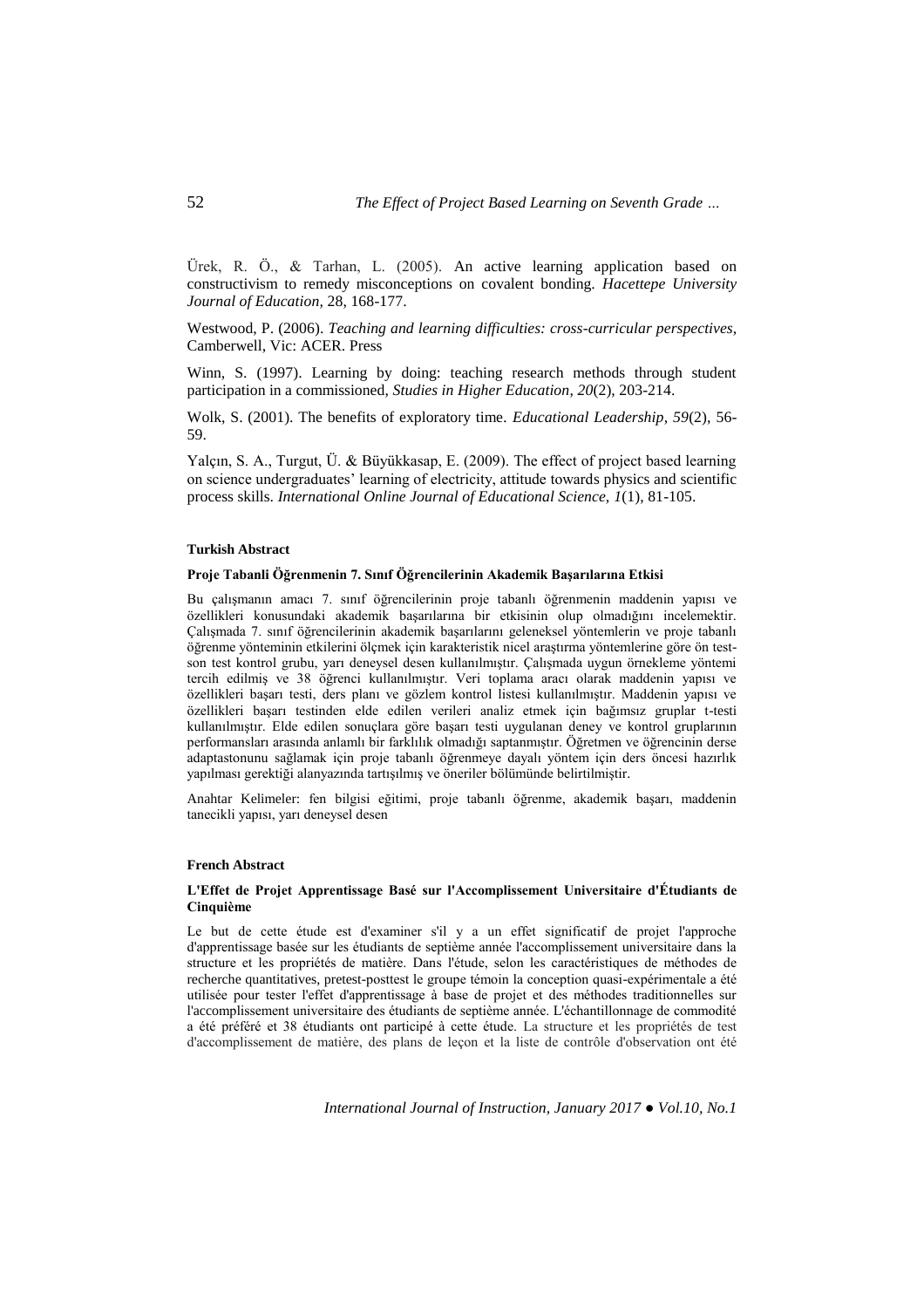Ürek, R. Ö., & Tarhan, L. (2005). An active learning application based on constructivism to remedy misconceptions on covalent bonding. *Hacettepe University Journal of Education,* 28, 168-177.

Westwood, P. (2006). *Teaching and learning difficulties: cross-curricular perspectives*, Camberwell, Vic: ACER. Press

Winn, S. (1997). Learning by doing: teaching research methods through student participation in a commissioned, *Studies in Higher Education, 20*(2), 203-214.

Wolk, S. (2001). The benefits of exploratory time. *Educational Leadership*, *59*(2), 56-59.

Yalçın, S. A., Turgut, Ü. & Büyükkasap, E. (2009). The effect of project based learning on science undergraduates' learning of electricity, attitude towards physics and scientific process skills. *International Online Journal of Educational Science, 1*(1), 81-105.

#### Turkish Abstract

**Proje Tabanli Öğrenmenin 7. Sınıf Öğrencilerinin Akademik Başarılarına Etkisi**

Bu çalışmanın amacı 7. sınıf öğrencilerinin proje tabanlı öğrenmenin maddenin yapısı ve özellikleri konusundaki akademik başarılarına bir etkisinin olup olmadığını incelemektir. Çalışmada 7. sınıf öğrencilerinin akademik başarılarını geleneksel yöntemlerin ve proje tabanlı öğrenme yönteminin etkilerini ölçmek için karakteristik nicel araştırma yöntemlerine göre ön test-son test kontrol grubu, yarı deneysel desen kullanılmıştır. Çalışmada uygun örnekleme yöntemi tercih edilmiş ve 38 öğrenci kullanılmıştır. Veri toplama aracı olarak maddenin yapısı ve özellikleri başarı testi, ders planı ve gözlem kontrol listesi kullanılmıştır. Maddenin yapısı ve özellikleri başarı testinden elde edilen verileri analiz etmek için bağımsız gruplar t-testi kullanılmıştır. Elde edilen sonuçlara göre başarı testi uygulanan deney ve kontrol gruplarının performansları arasında anlamlı bir farklılık olmadığı saptanmıştır. Öğretmen ve öğrencinin derse adaptastonunu sağlamak için proje tabanlı öğrenmeye dayalı yöntem için ders öncesi hazırlık yapılması gerektiği alanyazında tartışılmış ve öneriler bölümünde belirtilmiştir.

Anahtar Kelimeler: fen bilgisi eğitimi, proje tabanlı öğrenme, akademik başarı, maddenin tanecikli yapısı, yarı deneysel desen

#### French Abstract

**L'Effet de Projet Apprentissage Basé sur l'Accomplissement Universitaire d'Étudiants de Cinquième**

Le but de cette étude est d'examiner s'il y a un effet significatif de projet l'approche d'apprentissage basée sur les étudiants de septième année l'accomplissement universitaire dans la structure et les propriétés de matière. Dans l'étude, selon les caractéristiques de méthodes de recherche quantitatives, pretest-posttest le groupe témoin la conception quasi-expérimentale a été utilisée pour tester l'effet d'apprentissage à base de projet et des méthodes traditionnelles sur l'accomplissement universitaire des étudiants de septième année. L'échantillonnage de commodité a été préféré et 38 étudiants ont participé à cette étude. La structure et les propriétés de test d'accomplissement de matière, des plans de leçon et la liste de contrôle d'observation ont été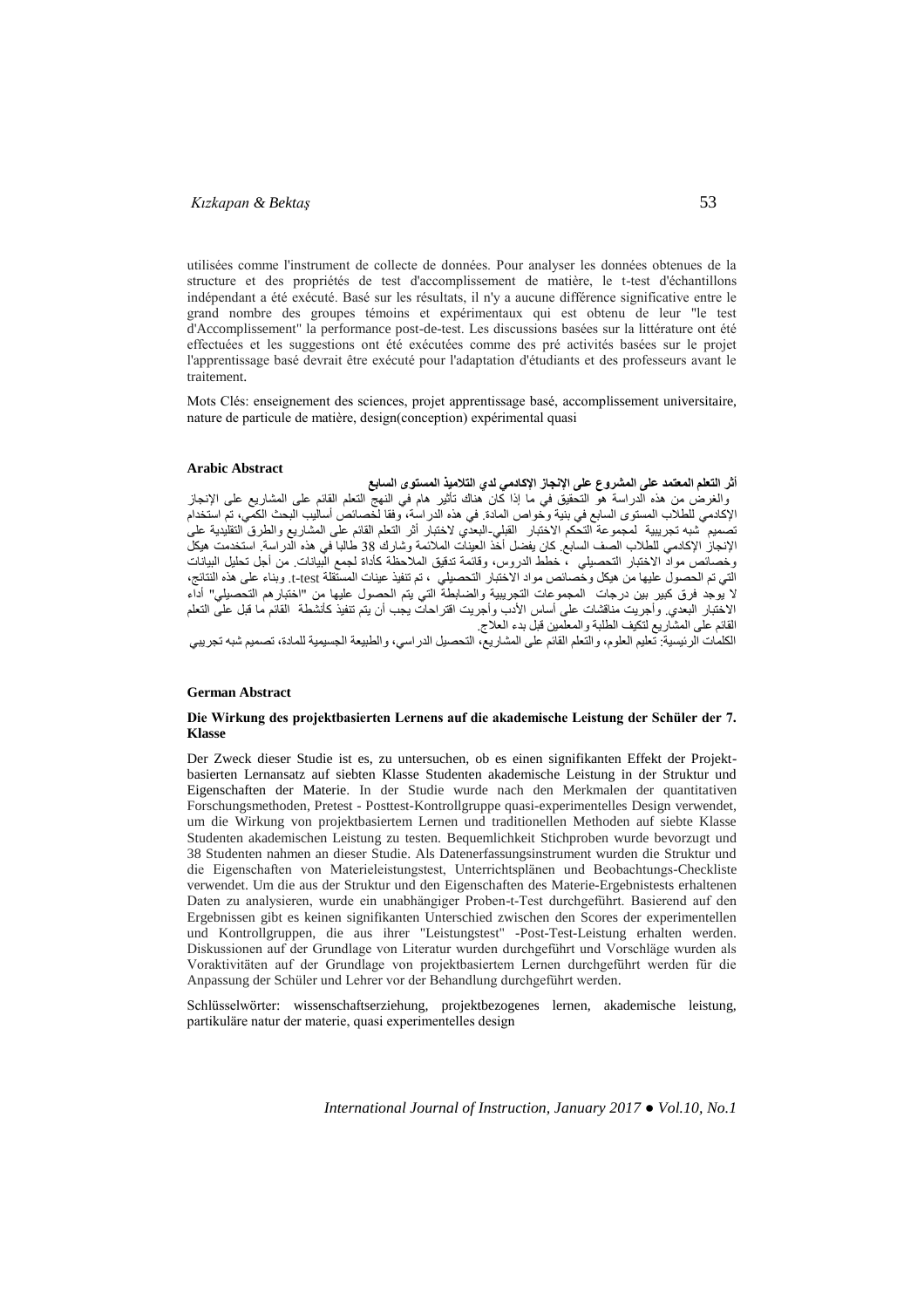utilisées comme l'instrument de collecte de données. Pour analyser les données obtenues de la structure et des propriétés de test d'accomplissement de matière, le t-test d'échantillons indépendant a été exécuté. Basé sur les résultats, il n'y a aucune différence significative entre le grand nombre des groupes témoins et expérimentaux qui est obtenu de leur "le test d'Accomplissement" la performance post-de-test. Les discussions basées sur la littérature ont été effectuées et les suggestions ont été exécutées comme des pré activités basées sur le projet l'apprentissage basé devrait être exécuté pour l'adaptation d'étudiants et des professeurs avant le traitement.

Mots Clés: enseignement des sciences, projet apprentissage basé, accomplissement universitaire, nature de particule de matière, design(conception) expérimental quasi

#### Arabic Abstract

**أثر التعلم المعتمد على المشروع على الإنجاز الإكاديمي لدي التلاميذ المستوى السابع**

والغرض من هذه الدراسة هو التحقيق في ما إذا كان هناك تأثير هام في النهج التعلم القائم على المشاريع على الإنجاز الإكاديمي للطلاب المستوى السابع في بنية وخواص المادة. في هذه الدراسة، وفقا لخصائص أساليب البحث الكمي، تم استخدام تصميم شبه تجريبية لمجموعة التحكم الاختبار القبلي-البعدي لاختبار أثر التعلم القائم على المشاريع والطرق التقليدية على الإنجاز الإكاديمي للطلاب الصف السابع. كان يفضل أخذ العينات الملائمة وشارك 38 طالبا في هذه الدراسة. استخدمت هيكل وخصائص مواد الاختبار التحصيلي ، خطط الدروس، وقائمة تدقيق الملاحظة كأداة لجمع البيانات. من أجل تحليل البيانات التي تم الحصول عليها من هيكل وخصائص مواد الاختبار التحصيلي ، تم تنفيذ عينات المستقلة t-test. وبناء على هذه النتائج، لا يوجد فرق كبير بين درجات المجموعات التجريبية والضابطة التي يتم الحصول عليها من "اختبارهم التحصيلي" أداء الاختبار البعدي. وأجريت مناقشات على أساس الأدب وأجريت اقتراحات يجب أن يتم تنفيذ كأنشطة القائم ما قبل على التعلم القائم على المشاريع لتكيف الطلبة والمعلمين قبل بدء العلاج.

الكلمات الرئيسية: تعليم العلوم، والتعلم القائم على المشاريع، التحصيل الدراسي، والطبيعة الجسيمية للمادة، تصميم شبه تجريبي

#### German Abstract

**Die Wirkung des projektbasierten Lernens auf die akademische Leistung der Schüler der 7. Klasse**

Der Zweck dieser Studie ist es, zu untersuchen, ob es einen signifikanten Effekt der Projekt-basierten Lernansatz auf siebten Klasse Studenten akademische Leistung in der Struktur und Eigenschaften der Materie. In der Studie wurde nach den Merkmalen der quantitativen Forschungsmethoden, Pretest - Posttest-Kontrollgruppe quasi-experimentelles Design verwendet, um die Wirkung von projektbasiertem Lernen und traditionellen Methoden auf siebte Klasse Studenten akademischen Leistung zu testen. Bequemlichkeit Stichproben wurde bevorzugt und 38 Studenten nahmen an dieser Studie. Als Datenerfassungsinstrument wurden die Struktur und die Eigenschaften von Materieleistungstest, Unterrichtsplänen und Beobachtungs-Checkliste verwendet. Um die aus der Struktur und den Eigenschaften des Materie-Ergebnistests erhaltenen Daten zu analysieren, wurde ein unabhängiger Proben-t-Test durchgeführt. Basierend auf den Ergebnissen gibt es keinen signifikanten Unterschied zwischen den Scores der experimentellen und Kontrollgruppen, die aus ihrer "Leistungstest" -Post-Test-Leistung erhalten werden. Diskussionen auf der Grundlage von Literatur wurden durchgeführt und Vorschläge wurden als Voraktivitäten auf der Grundlage von projektbasiertem Lernen durchgeführt werden für die Anpassung der Schüler und Lehrer vor der Behandlung durchgeführt werden.

Schlüsselwörter: wissenschaftserziehung, projektbezogenes lernen, akademische leistung, partikuläre natur der materie, quasi experimentelles design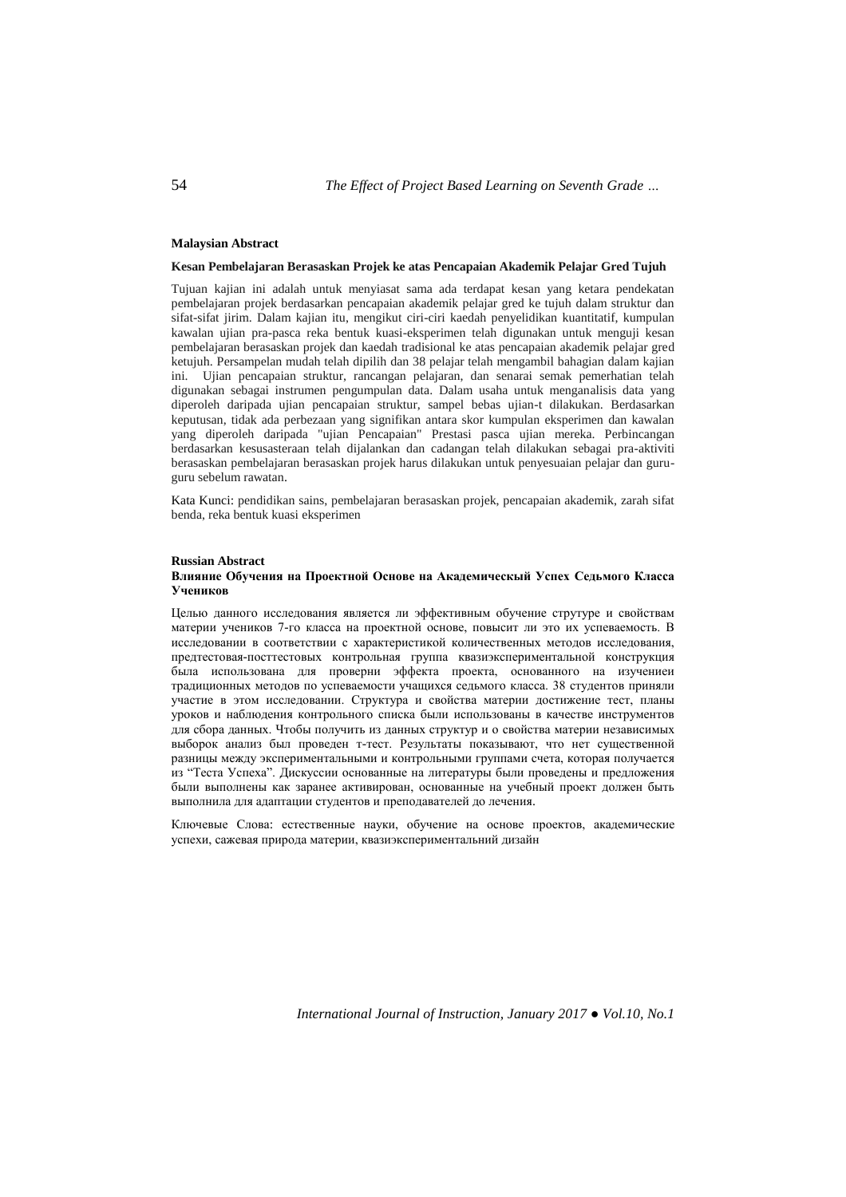**Malaysian Abstract**

**Kesan Pembelajaran Berasaskan Projek ke atas Pencapaian Akademik Pelajar Gred Tujuh**

Tujuan kajian ini adalah untuk menyiasat sama ada terdapat kesan yang ketara pendekatan pembelajaran projek berdasarkan pencapaian akademik pelajar gred ke tujuh dalam struktur dan sifat-sifat jirim. Dalam kajian itu, mengikut ciri-ciri kaedah penyelidikan kuantitatif, kumpulan kawalan ujian pra-pasca reka bentuk kuasi-eksperimen telah digunakan untuk menguji kesan pembelajaran berasaskan projek dan kaedah tradisional ke atas pencapaian akademik pelajar gred ketujuh. Persampelan mudah telah dipilih dan 38 pelajar telah mengambil bahagian dalam kajian ini. Ujian pencapaian struktur, rancangan pelajaran, dan senarai semak pemerhatian telah digunakan sebagai instrumen pengumpulan data. Dalam usaha untuk menganalisis data yang diperoleh daripada ujian pencapaian struktur, sampel bebas ujian-t dilakukan. Berdasarkan keputusan, tidak ada perbezaan yang signifikan antara skor kumpulan eksperimen dan kawalan yang diperoleh daripada "ujian Pencapaian" Prestasi pasca ujian mereka. Perbincangan berdasarkan kesusasteraan telah dijalankan dan cadangan telah dilakukan sebagai pra-aktiviti berasaskan pembelajaran berasaskan projek harus dilakukan untuk penyesuaian pelajar dan guru-guru sebelum rawatan.

Kata Kunci: pendidikan sains, pembelajaran berasaskan projek, pencapaian akademik, zarah sifat benda, reka bentuk kuasi eksperimen

**Russian Abstract**

**Влияние Обучения на Проектной Основе на Академическый Успех Седьмого Класса Учеников**

Целью данного исследования является ли эффективным обучение струтуре и свойствам материи учеников 7-го класса на проектной основе, повысит ли это их успеваемость. В исследовании в соответствии с характеристикой количественных методов исследования, предтестовая-посттестовых контрольная группа квазиэкспериментальной конструкция была использована для проверни эффекта проекта, основанного на изучениеи традиционных методов по успеваемости учащихся седьмого класса. 38 студентов приняли участие в этом исследовании. Структура и свойства материи достижение тест, планы уроков и наблюдения контрольного списка были использованы в качестве инструментов для сбора данных. Чтобы получить из данных структур и о свойства материи независимых выборок анализ был проведен т-тест. Результаты показывают, что нет существенной разницы между экспериментальными и контрольными группами счета, которая получается из "Теста Успеха". Дискуссии основанные на литературы были проведены и предложения были выполнены как заранее активирован, основанные на учебный проект должен быть выполнила для адаптации студентов и преподавателей до лечения.

Ключевые Слова: естественные науки, обучение на основе проектов, академические успехи, сажевая природа материи, квазиэкспериментальний дизайн